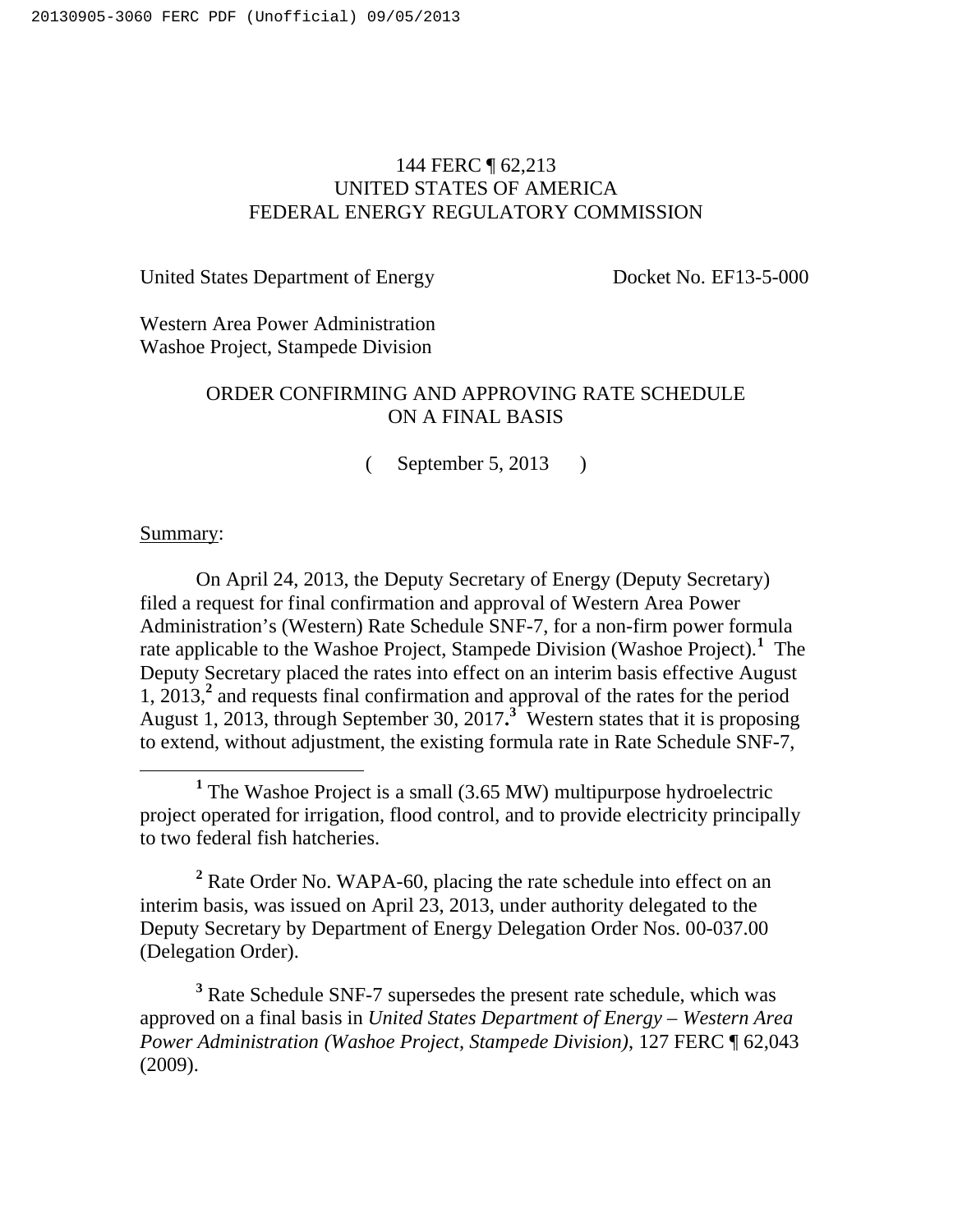144 FERC ¶ 62,213
UNITED STATES OF AMERICA
FEDERAL ENERGY REGULATORY COMMISSION

United States Department of Energy — Docket No. EF13-5-000

Western Area Power Administration
Washoe Project, Stampede Division

ORDER CONFIRMING AND APPROVING RATE SCHEDULE ON A FINAL BASIS

( September 5, 2013 )

Summary:

On April 24, 2013, the Deputy Secretary of Energy (Deputy Secretary) filed a request for final confirmation and approval of Western Area Power Administration's (Western) Rate Schedule SNF-7, for a non-firm power formula rate applicable to the Washoe Project, Stampede Division (Washoe Project).[1] The Deputy Secretary placed the rates into effect on an interim basis effective August 1, 2013,[2] and requests final confirmation and approval of the rates for the period August 1, 2013, through September 30, 2017.[3] Western states that it is proposing to extend, without adjustment, the existing formula rate in Rate Schedule SNF-7,

[1] The Washoe Project is a small (3.65 MW) multipurpose hydroelectric project operated for irrigation, flood control, and to provide electricity principally to two federal fish hatcheries.

[2] Rate Order No. WAPA-60, placing the rate schedule into effect on an interim basis, was issued on April 23, 2013, under authority delegated to the Deputy Secretary by Department of Energy Delegation Order Nos. 00-037.00 (Delegation Order).

[3] Rate Schedule SNF-7 supersedes the present rate schedule, which was approved on a final basis in *United States Department of Energy – Western Area Power Administration (Washoe Project, Stampede Division)*, 127 FERC ¶ 62,043 (2009).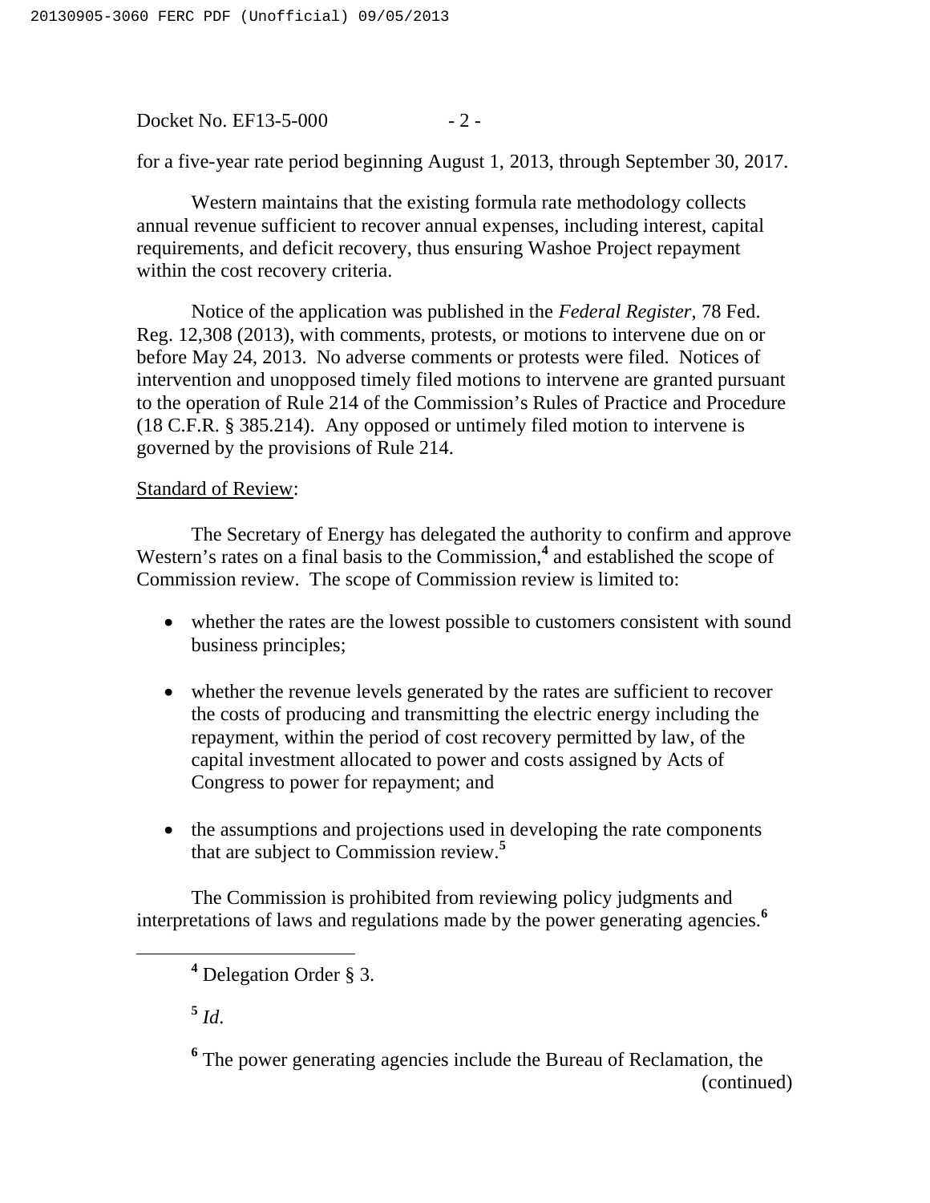for a five-year rate period beginning August 1, 2013, through September 30, 2017.

Western maintains that the existing formula rate methodology collects annual revenue sufficient to recover annual expenses, including interest, capital requirements, and deficit recovery, thus ensuring Washoe Project repayment within the cost recovery criteria.

Notice of the application was published in the *Federal Register*, 78 Fed. Reg. 12,308 (2013), with comments, protests, or motions to intervene due on or before May 24, 2013. No adverse comments or protests were filed. Notices of intervention and unopposed timely filed motions to intervene are granted pursuant to the operation of Rule 214 of the Commission's Rules of Practice and Procedure (18 C.F.R. § 385.214). Any opposed or untimely filed motion to intervene is governed by the provisions of Rule 214.

Standard of Review:

The Secretary of Energy has delegated the authority to confirm and approve Western's rates on a final basis to the Commission,[4] and established the scope of Commission review. The scope of Commission review is limited to:

- whether the rates are the lowest possible to customers consistent with sound business principles;
- whether the revenue levels generated by the rates are sufficient to recover the costs of producing and transmitting the electric energy including the repayment, within the period of cost recovery permitted by law, of the capital investment allocated to power and costs assigned by Acts of Congress to power for repayment; and
- the assumptions and projections used in developing the rate components that are subject to Commission review.[5]

The Commission is prohibited from reviewing policy judgments and interpretations of laws and regulations made by the power generating agencies.[6]

---

[4] Delegation Order § 3.

[5] *Id*.

[6] The power generating agencies include the Bureau of Reclamation, the (continued)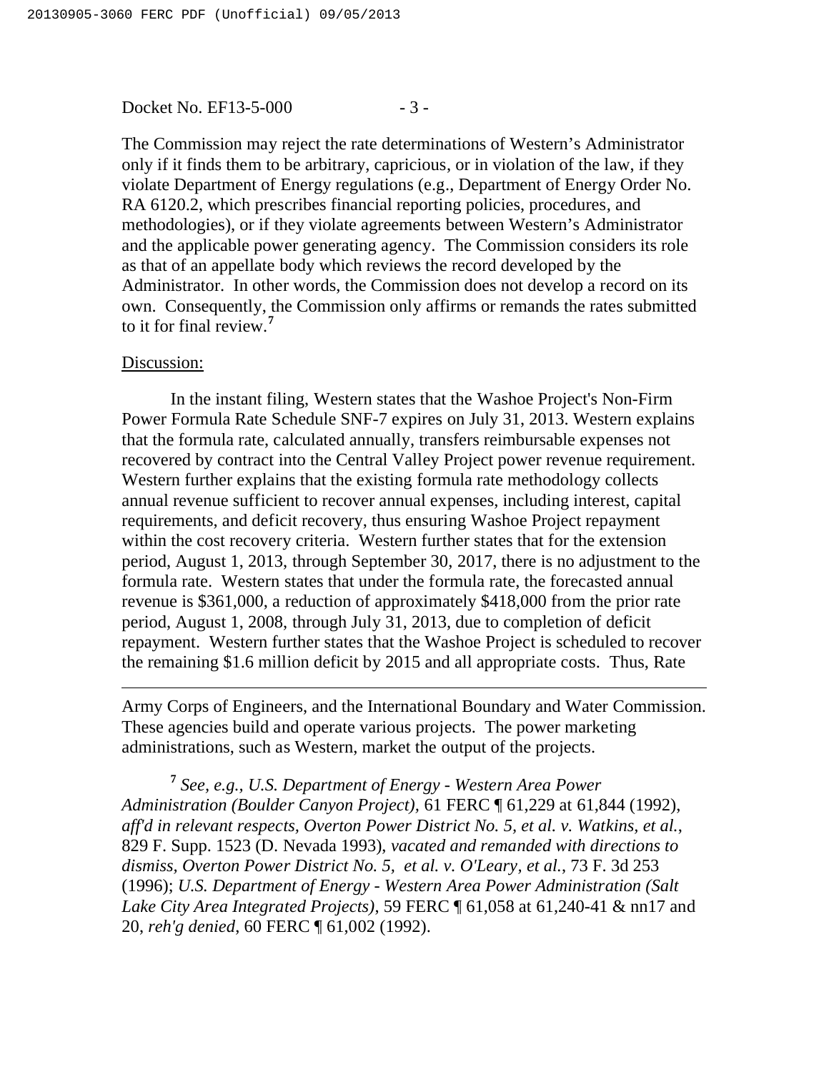The Commission may reject the rate determinations of Western's Administrator only if it finds them to be arbitrary, capricious, or in violation of the law, if they violate Department of Energy regulations (e.g., Department of Energy Order No. RA 6120.2, which prescribes financial reporting policies, procedures, and methodologies), or if they violate agreements between Western's Administrator and the applicable power generating agency. The Commission considers its role as that of an appellate body which reviews the record developed by the Administrator. In other words, the Commission does not develop a record on its own. Consequently, the Commission only affirms or remands the rates submitted to it for final review.[7]

Discussion:

In the instant filing, Western states that the Washoe Project's Non-Firm Power Formula Rate Schedule SNF-7 expires on July 31, 2013. Western explains that the formula rate, calculated annually, transfers reimbursable expenses not recovered by contract into the Central Valley Project power revenue requirement. Western further explains that the existing formula rate methodology collects annual revenue sufficient to recover annual expenses, including interest, capital requirements, and deficit recovery, thus ensuring Washoe Project repayment within the cost recovery criteria. Western further states that for the extension period, August 1, 2013, through September 30, 2017, there is no adjustment to the formula rate. Western states that under the formula rate, the forecasted annual revenue is $361,000, a reduction of approximately $418,000 from the prior rate period, August 1, 2008, through July 31, 2013, due to completion of deficit repayment. Western further states that the Washoe Project is scheduled to recover the remaining $1.6 million deficit by 2015 and all appropriate costs. Thus, Rate

---

Army Corps of Engineers, and the International Boundary and Water Commission. These agencies build and operate various projects. The power marketing administrations, such as Western, market the output of the projects.

[7] *See, e.g., U.S. Department of Energy - Western Area Power Administration (Boulder Canyon Project),* 61 FERC ¶ 61,229 at 61,844 (1992), *aff'd in relevant respects, Overton Power District No. 5, et al. v. Watkins, et al.*, 829 F. Supp. 1523 (D. Nevada 1993), *vacated and remanded with directions to dismiss, Overton Power District No. 5, et al. v. O'Leary, et al.*, 73 F. 3d 253 (1996); *U.S. Department of Energy - Western Area Power Administration (Salt Lake City Area Integrated Projects)*, 59 FERC ¶ 61,058 at 61,240-41 & nn17 and 20, *reh'g denied*, 60 FERC ¶ 61,002 (1992).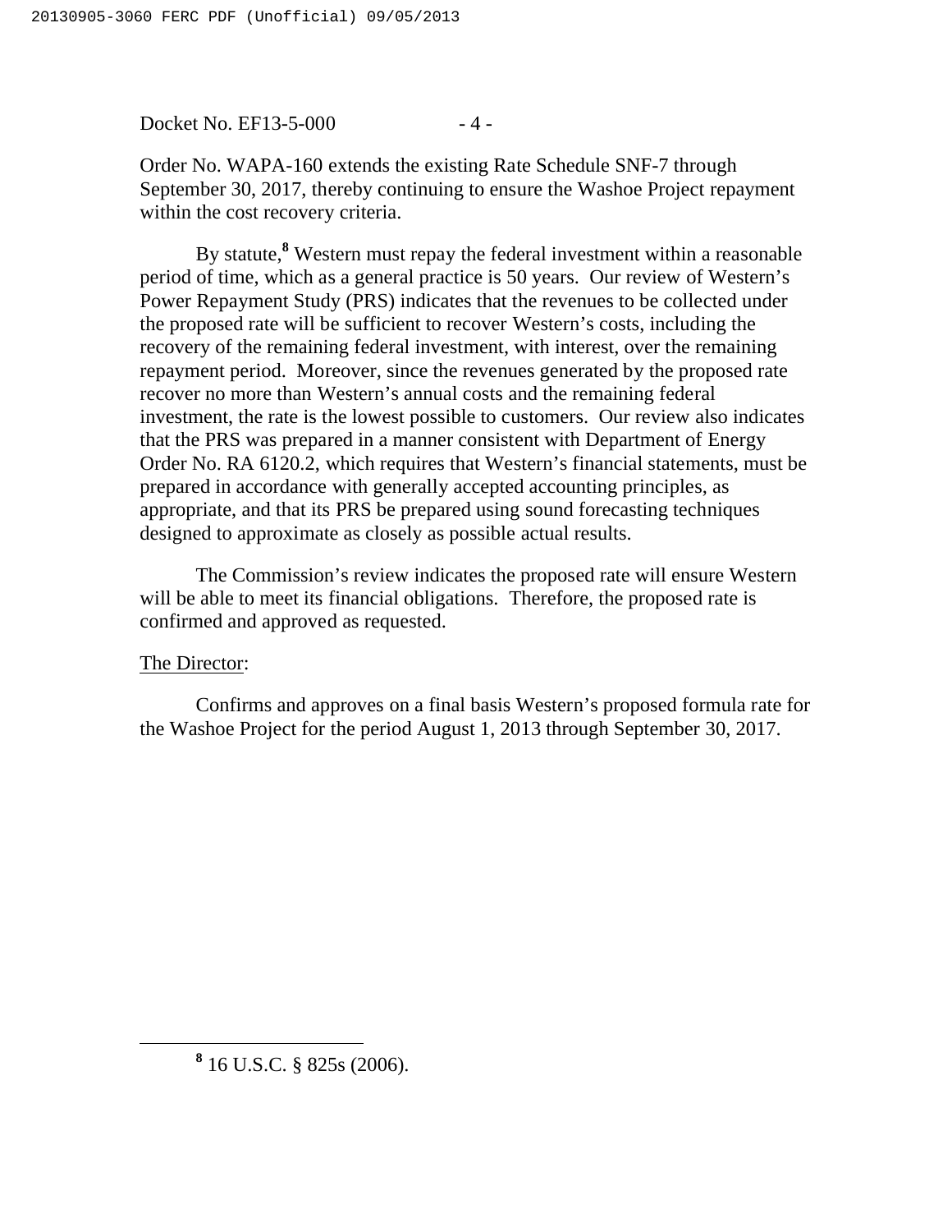Order No. WAPA-160 extends the existing Rate Schedule SNF-7 through September 30, 2017, thereby continuing to ensure the Washoe Project repayment within the cost recovery criteria.

By statute,[8] Western must repay the federal investment within a reasonable period of time, which as a general practice is 50 years. Our review of Western's Power Repayment Study (PRS) indicates that the revenues to be collected under the proposed rate will be sufficient to recover Western's costs, including the recovery of the remaining federal investment, with interest, over the remaining repayment period. Moreover, since the revenues generated by the proposed rate recover no more than Western's annual costs and the remaining federal investment, the rate is the lowest possible to customers. Our review also indicates that the PRS was prepared in a manner consistent with Department of Energy Order No. RA 6120.2, which requires that Western's financial statements, must be prepared in accordance with generally accepted accounting principles, as appropriate, and that its PRS be prepared using sound forecasting techniques designed to approximate as closely as possible actual results.

The Commission's review indicates the proposed rate will ensure Western will be able to meet its financial obligations. Therefore, the proposed rate is confirmed and approved as requested.

<u>The Director</u>:

Confirms and approves on a final basis Western's proposed formula rate for the Washoe Project for the period August 1, 2013 through September 30, 2017.

---

[8] 16 U.S.C. § 825s (2006).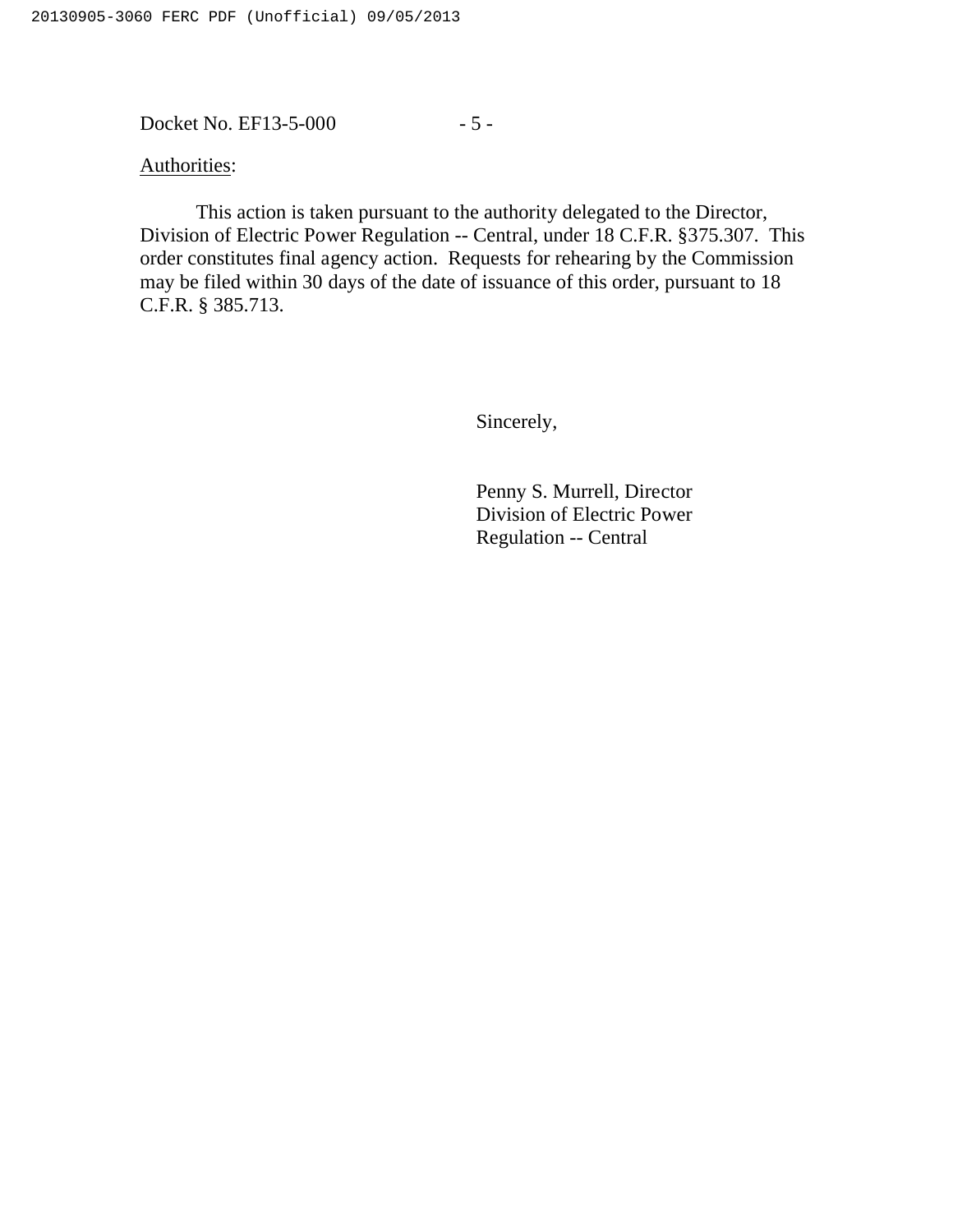Authorities:

This action is taken pursuant to the authority delegated to the Director, Division of Electric Power Regulation -- Central, under 18 C.F.R. §375.307. This order constitutes final agency action. Requests for rehearing by the Commission may be filed within 30 days of the date of issuance of this order, pursuant to 18 C.F.R. § 385.713.

Sincerely,

Penny S. Murrell, Director
Division of Electric Power
Regulation -- Central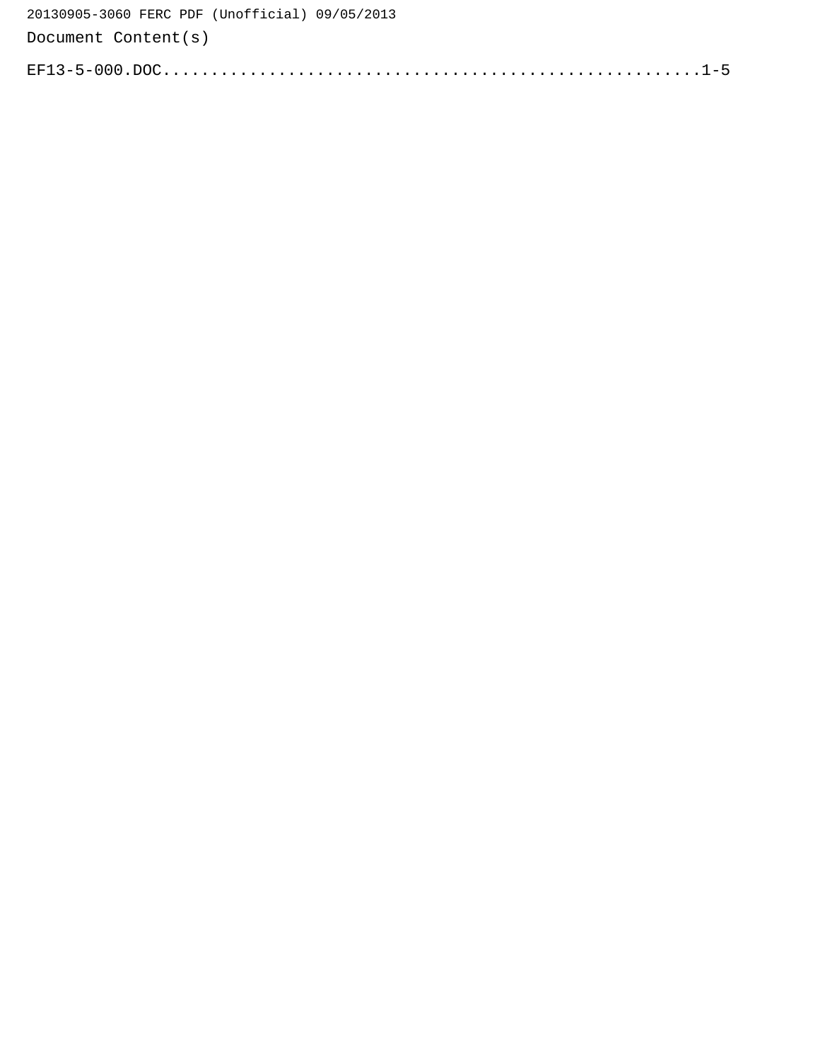Document Content(s)

EF13-5-000.DOC.......................................................1-5